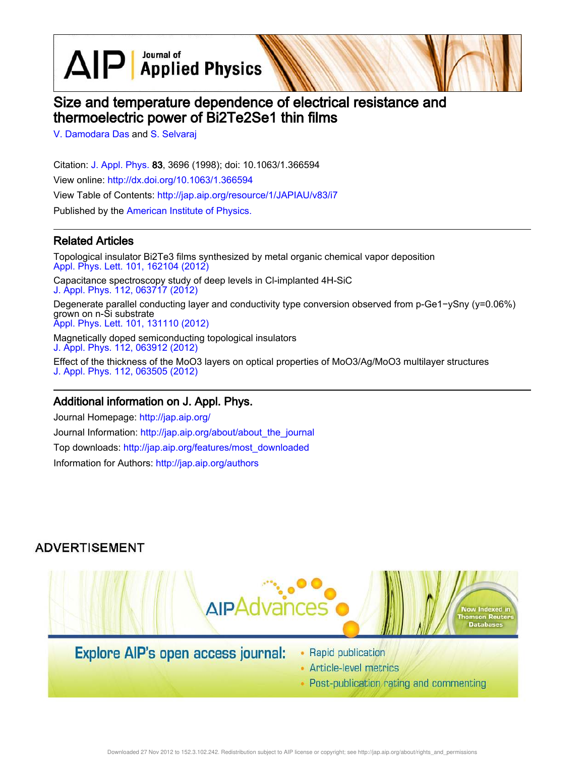# Size and temperature dependence of electrical resistance and thermoelectric power of Bi2Te2Se1 thin films

V. Damodara Das and S. Selvaraj

Citation: J. Appl. Phys. **83**, 3696 (1998); doi: 10.1063/1.366594

View online: http://dx.doi.org/10.1063/1.366594

View Table of Contents: http://jap.aip.org/resource/1/JAPIAU/v83/i7

Published by the American Institute of Physics.

## Related Articles

Topological insulator Bi2Te3 films synthesized by metal organic chemical vapor deposition
Appl. Phys. Lett. 101, 162104 (2012)

Capacitance spectroscopy study of deep levels in Cl-implanted 4H-SiC
J. Appl. Phys. 112, 063717 (2012)

Degenerate parallel conducting layer and conductivity type conversion observed from p-Ge1−ySny (y=0.06%) grown on n-Si substrate
Appl. Phys. Lett. 101, 131110 (2012)

Magnetically doped semiconducting topological insulators
J. Appl. Phys. 112, 063912 (2012)

Effect of the thickness of the MoO3 layers on optical properties of MoO3/Ag/MoO3 multilayer structures
J. Appl. Phys. 112, 063505 (2012)

## Additional information on J. Appl. Phys.

Journal Homepage: http://jap.aip.org/

Journal Information: http://jap.aip.org/about/about_the_journal

Top downloads: http://jap.aip.org/features/most_downloaded

Information for Authors: http://jap.aip.org/authors

ADVERTISEMENT

AIP Advances

Explore AIP's open access journal:

- Rapid publication
- Article-level metrics
- Post-publication rating and commenting

Now Indexed in Thomson Reuters Databases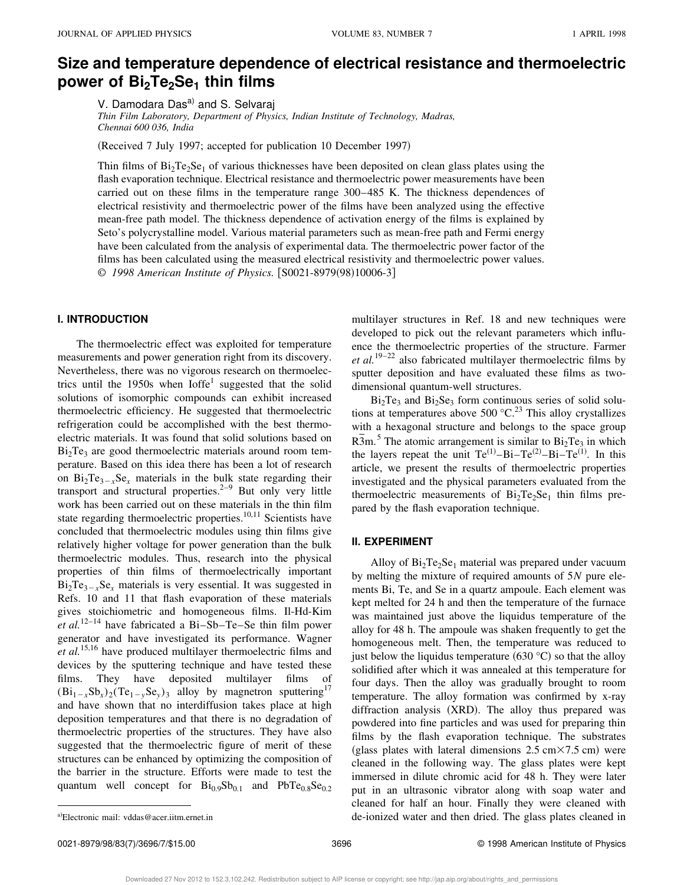# Size and temperature dependence of electrical resistance and thermoelectric power of $Bi_2Te_2Se_1$ thin films

V. Damodara Das[a] and S. Selvaraj

*Thin Film Laboratory, Department of Physics, Indian Institute of Technology, Madras, Chennai 600 036, India*

(Received 7 July 1997; accepted for publication 10 December 1997)

Thin films of $Bi_2Te_2Se_1$ of various thicknesses have been deposited on clean glass plates using the flash evaporation technique. Electrical resistance and thermoelectric power measurements have been carried out on these films in the temperature range 300–485 K. The thickness dependences of electrical resistivity and thermoelectric power of the films have been analyzed using the effective mean-free path model. The thickness dependence of activation energy of the films is explained by Seto's polycrystalline model. Various material parameters such as mean-free path and Fermi energy have been calculated from the analysis of experimental data. The thermoelectric power factor of the films has been calculated using the measured electrical resistivity and thermoelectric power values. © *1998 American Institute of Physics.* [S0021-8979(98)10006-3]

## I. INTRODUCTION

The thermoelectric effect was exploited for temperature measurements and power generation right from its discovery. Nevertheless, there was no vigorous research on thermoelectrics until the 1950s when Ioffe[1] suggested that the solid solutions of isomorphic compounds can exhibit increased thermoelectric efficiency. He suggested that thermoelectric refrigeration could be accomplished with the best thermoelectric materials. It was found that solid solutions based on $Bi_2Te_3$ are good thermoelectric materials around room temperature. Based on this idea there has been a lot of research on $Bi_2Te_{3-x}Se_x$ materials in the bulk state regarding their transport and structural properties.[2–9] But only very little work has been carried out on these materials in the thin film state regarding thermoelectric properties.[10,11] Scientists have concluded that thermoelectric modules using thin films give relatively higher voltage for power generation than the bulk thermoelectric modules. Thus, research into the physical properties of thin films of thermoelectrically important $Bi_2Te_{3-x}Se_x$ materials is very essential. It was suggested in Refs. 10 and 11 that flash evaporation of these materials gives stoichiometric and homogeneous films. Il-Hd-Kim *et al.*[12–14] have fabricated a Bi–Sb–Te–Se thin film power generator and have investigated its performance. Wagner *et al.*[15,16] have produced multilayer thermoelectric films and devices by the sputtering technique and have tested these films. They have deposited multilayer films of $(Bi_{1-x}Sb_x)_2(Te_{1-y}Se_y)_3$ alloy by magnetron sputtering[17] and have shown that no interdiffusion takes place at high deposition temperatures and that there is no degradation of thermoelectric properties of the structures. They have also suggested that the thermoelectric figure of merit of these structures can be enhanced by optimizing the composition of the barrier in the structure. Efforts were made to test the quantum well concept for $Bi_{0.9}Sb_{0.1}$ and $PbTe_{0.8}Se_{0.2}$ multilayer structures in Ref. 18 and new techniques were developed to pick out the relevant parameters which influence the thermoelectric properties of the structure. Farmer *et al.*[19–22] also fabricated multilayer thermoelectric films by sputter deposition and have evaluated these films as two-dimensional quantum-well structures.

$Bi_2Te_3$ and $Bi_2Se_3$ form continuous series of solid solutions at temperatures above 500 °C.[23] This alloy crystallizes with a hexagonal structure and belongs to the space group $R\bar{3}m$.[5] The atomic arrangement is similar to $Bi_2Te_3$ in which the layers repeat the unit $Te^{(1)}$–Bi–$Te^{(2)}$–Bi–$Te^{(1)}$. In this article, we present the results of thermoelectric properties investigated and the physical parameters evaluated from the thermoelectric measurements of $Bi_2Te_2Se_1$ thin films prepared by the flash evaporation technique.

## II. EXPERIMENT

Alloy of $Bi_2Te_2Se_1$ material was prepared under vacuum by melting the mixture of required amounts of 5*N* pure elements Bi, Te, and Se in a quartz ampoule. Each element was kept melted for 24 h and then the temperature of the furnace was maintained just above the liquidus temperature of the alloy for 48 h. The ampoule was shaken frequently to get the homogeneous melt. Then, the temperature was reduced to just below the liquidus temperature (630 °C) so that the alloy solidified after which it was annealed at this temperature for four days. Then the alloy was gradually brought to room temperature. The alloy formation was confirmed by x-ray diffraction analysis (XRD). The alloy thus prepared was powdered into fine particles and was used for preparing thin films by the flash evaporation technique. The substrates (glass plates with lateral dimensions 2.5 cm×7.5 cm) were cleaned in the following way. The glass plates were kept immersed in dilute chromic acid for 48 h. They were later put in an ultrasonic vibrator along with soap water and cleaned for half an hour. Finally they were cleaned with de-ionized water and then dried. The glass plates cleaned in

[a]Electronic mail: vddas@acer.iitm.ernet.in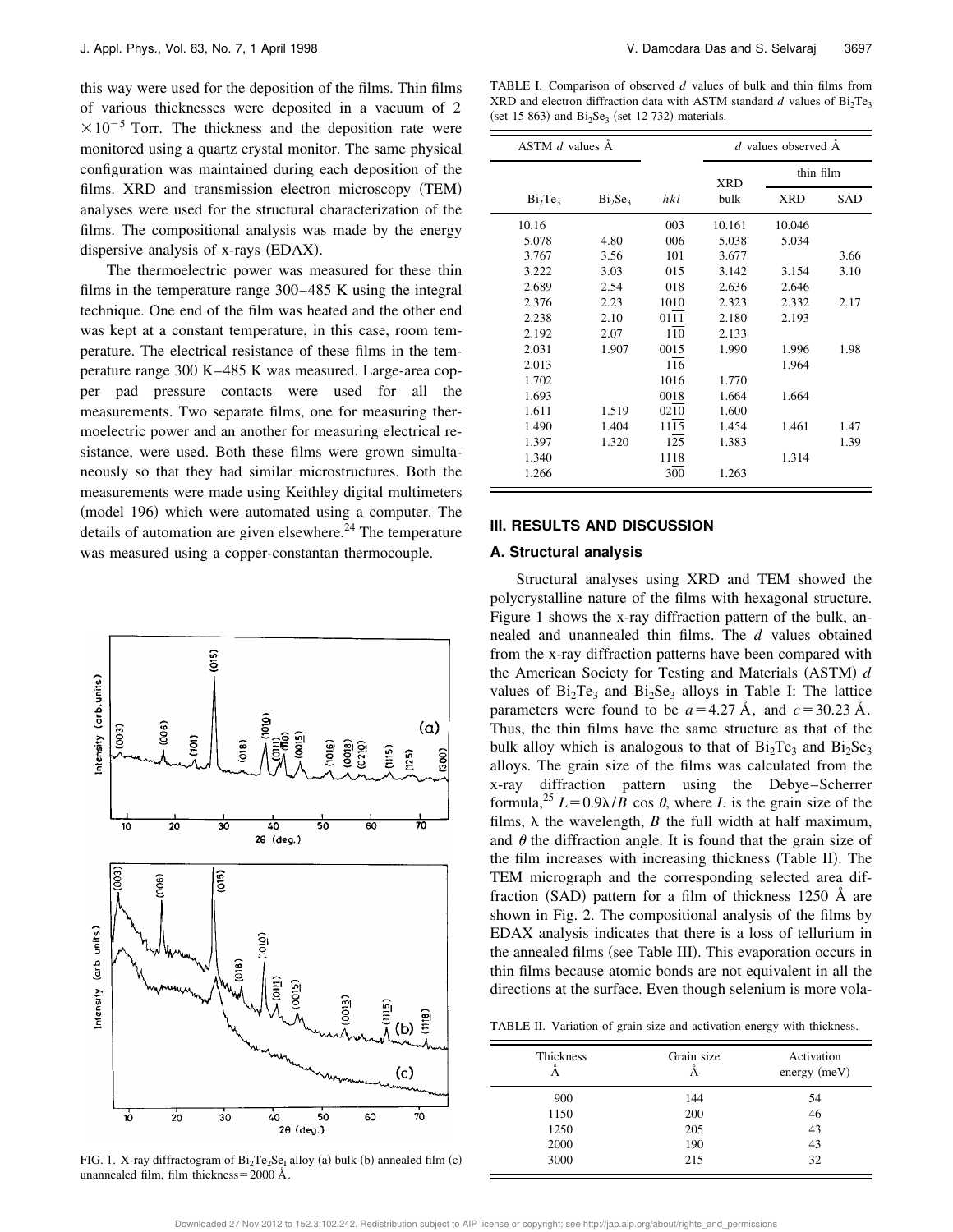this way were used for the deposition of the films. Thin films of various thicknesses were deposited in a vacuum of $2 \times 10^{-5}$ Torr. The thickness and the deposition rate were monitored using a quartz crystal monitor. The same physical configuration was maintained during each deposition of the films. XRD and transmission electron microscopy (TEM) analyses were used for the structural characterization of the films. The compositional analysis was made by the energy dispersive analysis of x-rays (EDAX).

The thermoelectric power was measured for these thin films in the temperature range 300–485 K using the integral technique. One end of the film was heated and the other end was kept at a constant temperature, in this case, room temperature. The electrical resistance of these films in the temperature range 300 K–485 K was measured. Large-area copper pad pressure contacts were used for all the measurements. Two separate films, one for measuring thermoelectric power and an another for measuring electrical resistance, were used. Both these films were grown simultaneously so that they had similar microstructures. Both the measurements were made using Keithley digital multimeters (model 196) which were automated using a computer. The details of automation are given elsewhere.[24] The temperature was measured using a copper-constantan thermocouple.

FIG. 1. X-ray diffractogram of $Bi_2Te_2Se_1$ alloy (a) bulk (b) annealed film (c) unannealed film, film thickness = 2000 Å.

TABLE I. Comparison of observed $d$ values of bulk and thin films from XRD and electron diffraction data with ASTM standard $d$ values of $Bi_2Te_3$ (set 15 863) and $Bi_2Se_3$ (set 12 732) materials.

| ASTM $d$ values Å | | | $d$ values observed Å | | |
|---|---|---|---|---|---|
| | | | XRD | thin film | |
| $Bi_2Te_3$ | $Bi_2Se_3$ | $hkl$ | bulk | XRD | SAD |
| 10.16 | | 003 | 10.161 | 10.046 | |
| 5.078 | 4.80 | 006 | 5.038 | 5.034 | |
| 3.767 | 3.56 | 101 | 3.677 | | 3.66 |
| 3.222 | 3.03 | 015 | 3.142 | 3.154 | 3.10 |
| 2.689 | 2.54 | 018 | 2.636 | 2.646 | |
| 2.376 | 2.23 | 1010 | 2.323 | 2.332 | 2.17 |
| 2.238 | 2.10 | $01\overline{11}$ | 2.180 | 2.193 | |
| 2.192 | 2.07 | $\overline{11}0$ | 2.133 | | |
| 2.031 | 1.907 | 0015 | 1.990 | 1.996 | 1.98 |
| 2.013 | | $1\overline{16}$ | | 1.964 | |
| 1.702 | | 1016 | 1.770 | | |
| 1.693 | | 0018 | 1.664 | 1.664 | |
| 1.611 | 1.519 | $02\overline{10}$ | 1.600 | | |
| 1.490 | 1.404 | $11\overline{15}$ | 1.454 | 1.461 | 1.47 |
| 1.397 | 1.320 | $1\overline{25}$ | 1.383 | | 1.39 |
| 1.340 | | 1118 | | 1.314 | |
| 1.266 | | $\overline{300}$ | 1.263 | | |

## III. RESULTS AND DISCUSSION

### A. Structural analysis

Structural analyses using XRD and TEM showed the polycrystalline nature of the films with hexagonal structure. Figure 1 shows the x-ray diffraction pattern of the bulk, annealed and unannealed thin films. The $d$ values obtained from the x-ray diffraction patterns have been compared with the American Society for Testing and Materials (ASTM) $d$ values of $Bi_2Te_3$ and $Bi_2Se_3$ alloys in Table I: The lattice parameters were found to be $a = 4.27$ Å, and $c = 30.23$ Å. Thus, the thin films have the same structure as that of the bulk alloy which is analogous to that of $Bi_2Te_3$ and $Bi_2Se_3$ alloys. The grain size of the films was calculated from the x-ray diffraction pattern using the Debye–Scherrer formula,[25] $L = 0.9\lambda/B \cos\theta$, where $L$ is the grain size of the films, $\lambda$ the wavelength, $B$ the full width at half maximum, and $\theta$ the diffraction angle. It is found that the grain size of the film increases with increasing thickness (Table II). The TEM micrograph and the corresponding selected area diffraction (SAD) pattern for a film of thickness 1250 Å are shown in Fig. 2. The compositional analysis of the films by EDAX analysis indicates that there is a loss of tellurium in the annealed films (see Table III). This evaporation occurs in thin films because atomic bonds are not equivalent in all the directions at the surface. Even though selenium is more vola-

TABLE II. Variation of grain size and activation energy with thickness.

| Thickness Å | Grain size Å | Activation energy (meV) |
|---|---|---|
| 900 | 144 | 54 |
| 1150 | 200 | 46 |
| 1250 | 205 | 43 |
| 2000 | 190 | 43 |
| 3000 | 215 | 32 |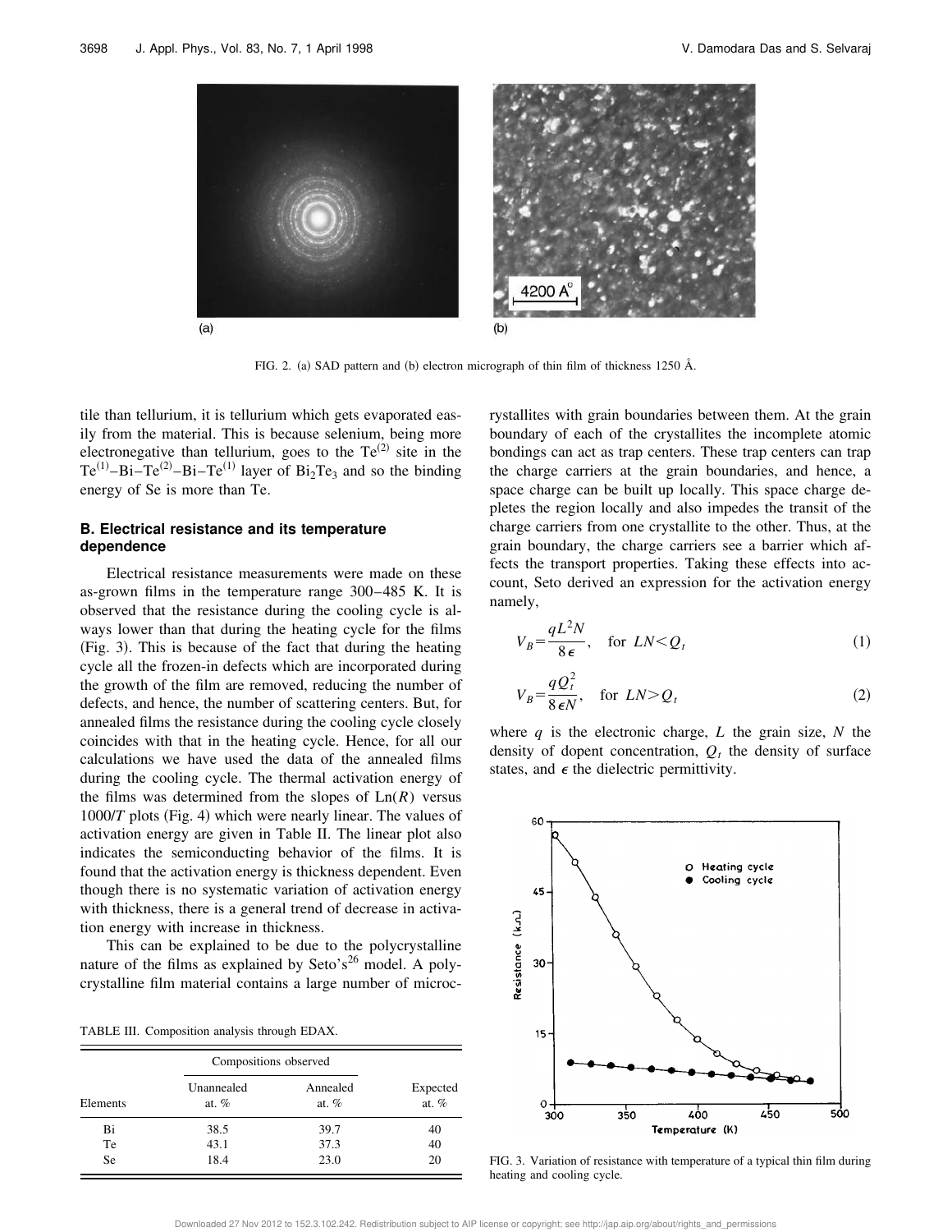FIG. 2. (a) SAD pattern and (b) electron micrograph of thin film of thickness 1250 Å.

tile than tellurium, it is tellurium which gets evaporated easily from the material. This is because selenium, being more electronegative than tellurium, goes to the $Te^{(2)}$ site in the $Te^{(1)}$–Bi–$Te^{(2)}$–Bi–$Te^{(1)}$ layer of $Bi_2Te_3$ and so the binding energy of Se is more than Te.

### B. Electrical resistance and its temperature dependence

Electrical resistance measurements were made on these as-grown films in the temperature range 300–485 K. It is observed that the resistance during the cooling cycle is always lower than that during the heating cycle for the films (Fig. 3). This is because of the fact that during the heating cycle all the frozen-in defects which are incorporated during the growth of the film are removed, reducing the number of defects, and hence, the number of scattering centers. But, for annealed films the resistance during the cooling cycle closely coincides with that in the heating cycle. Hence, for all our calculations we have used the data of the annealed films during the cooling cycle. The thermal activation energy of the films was determined from the slopes of Ln($R$) versus 1000/$T$ plots (Fig. 4) which were nearly linear. The values of activation energy are given in Table II. The linear plot also indicates the semiconducting behavior of the films. It is found that the activation energy is thickness dependent. Even though there is no systematic variation of activation energy with thickness, there is a general trend of decrease in activation energy with increase in thickness.

This can be explained to be due to the polycrystalline nature of the films as explained by Seto's[26] model. A polycrystalline film material contains a large number of microcrystallites with grain boundaries between them. At the grain boundary of each of the crystallites the incomplete atomic bondings can act as trap centers. These trap centers can trap the charge carriers at the grain boundaries, and hence, a space charge can be built up locally. This space charge depletes the region locally and also impedes the transit of the charge carriers from one crystallite to the other. Thus, at the grain boundary, the charge carriers see a barrier which affects the transport properties. Taking these effects into account, Seto derived an expression for the activation energy namely,

$$V_B=\frac{qL^2N}{8\epsilon}, \quad \text{for } LN<Q_t \tag{1}$$

$$V_B=\frac{qQ_t^2}{8\epsilon N}, \quad \text{for } LN>Q_t \tag{2}$$

where $q$ is the electronic charge, $L$ the grain size, $N$ the density of dopent concentration, $Q_t$ the density of surface states, and $\epsilon$ the dielectric permittivity.

TABLE III. Composition analysis through EDAX.

| Elements | Compositions observed | | Expected at. % |
|---|---|---|---|
| | Unannealed at. % | Annealed at. % | |
| Bi | 38.5 | 39.7 | 40 |
| Te | 43.1 | 37.3 | 40 |
| Se | 18.4 | 23.0 | 20 |

FIG. 3. Variation of resistance with temperature of a typical thin film during heating and cooling cycle.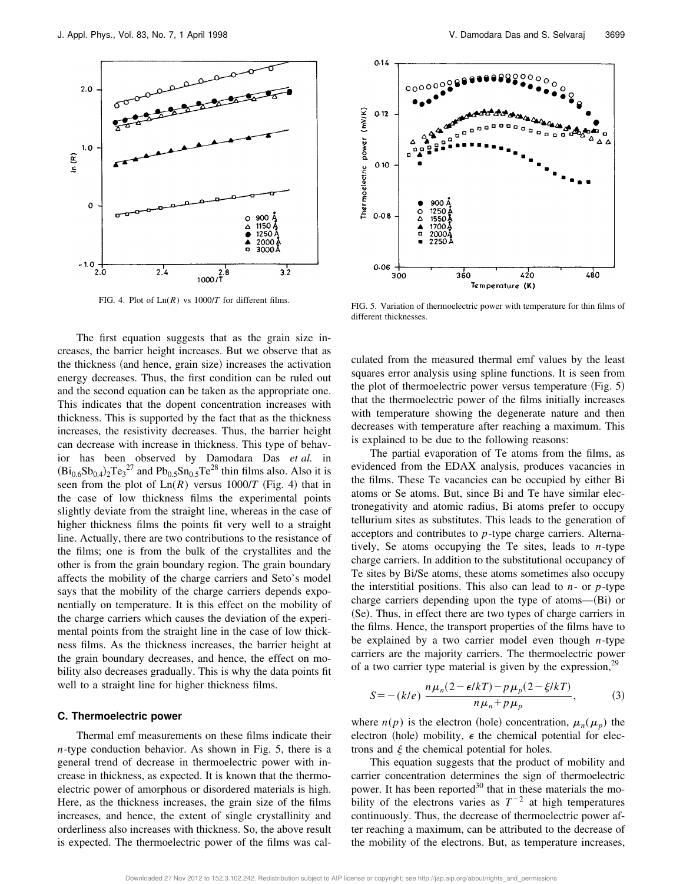FIG. 4. Plot of Ln($R$) vs 1000/$T$ for different films.

FIG. 5. Variation of thermoelectric power with temperature for thin films of different thicknesses.

The first equation suggests that as the grain size increases, the barrier height increases. But we observe that as the thickness (and hence, grain size) increases the activation energy decreases. Thus, the first condition can be ruled out and the second equation can be taken as the appropriate one. This indicates that the dopent concentration increases with thickness. This is supported by the fact that as the thickness increases, the resistivity decreases. Thus, the barrier height can decrease with increase in thickness. This type of behavior has been observed by Damodara Das *et al.* in $(Bi_{0.6}Sb_{0.4})_2Te_3$[27] and $Pb_{0.5}Sn_{0.5}Te$[28] thin films also. Also it is seen from the plot of Ln($R$) versus 1000/$T$ (Fig. 4) that in the case of low thickness films the experimental points slightly deviate from the straight line, whereas in the case of higher thickness films the points fit very well to a straight line. Actually, there are two contributions to the resistance of the films; one is from the bulk of the crystallites and the other is from the grain boundary region. The grain boundary affects the mobility of the charge carriers and Seto's model says that the mobility of the charge carriers depends exponentially on temperature. It is this effect on the mobility of the charge carriers which causes the deviation of the experimental points from the straight line in the case of low thickness films. As the thickness increases, the barrier height at the grain boundary decreases, and hence, the effect on mobility also decreases gradually. This is why the data points fit well to a straight line for higher thickness films.

### C. Thermoelectric power

Thermal emf measurements on these films indicate their $n$-type conduction behavior. As shown in Fig. 5, there is a general trend of decrease in thermoelectric power with increase in thickness, as expected. It is known that the thermoelectric power of amorphous or disordered materials is high. Here, as the thickness increases, the grain size of the films increases, and hence, the extent of single crystallinity and orderliness also increases with thickness. So, the above result is expected. The thermoelectric power of the films was calculated from the measured thermal emf values by the least squares error analysis using spline functions. It is seen from the plot of thermoelectric power versus temperature (Fig. 5) that the thermoelectric power of the films initially increases with temperature showing the degenerate nature and then decreases with temperature after reaching a maximum. This is explained to be due to the following reasons:

The partial evaporation of Te atoms from the films, as evidenced from the EDAX analysis, produces vacancies in the films. These Te vacancies can be occupied by either Bi atoms or Se atoms. But, since Bi and Te have similar electronegativity and atomic radius, Bi atoms prefer to occupy tellurium sites as substitutes. This leads to the generation of acceptors and contributes to $p$-type charge carriers. Alternatively, Se atoms occupying the Te sites, leads to $n$-type charge carriers. In addition to the substitutional occupancy of Te sites by Bi/Se atoms, these atoms sometimes also occupy the interstitial positions. This also can lead to $n$- or $p$-type charge carriers depending upon the type of atoms—(Bi) or (Se). Thus, in effect there are two types of charge carriers in the films. Hence, the transport properties of the films have to be explained by a two carrier model even though $n$-type carriers are the majority carriers. The thermoelectric power of a two carrier type material is given by the expression,[29]

$$S = -(k/e)\,\frac{n\mu_n(2-\epsilon/kT) - p\mu_p(2-\xi/kT)}{n\mu_n + p\mu_p}, \qquad (3)$$

where $n(p)$ is the electron (hole) concentration, $\mu_n(\mu_p)$ the electron (hole) mobility, $\epsilon$ the chemical potential for electrons and $\xi$ the chemical potential for holes.

This equation suggests that the product of mobility and carrier concentration determines the sign of thermoelectric power. It has been reported[30] that in these materials the mobility of the electrons varies as $T^{-2}$ at high temperatures continuously. Thus, the decrease of thermoelectric power after reaching a maximum, can be attributed to the decrease of the mobility of the electrons. But, as temperature increases,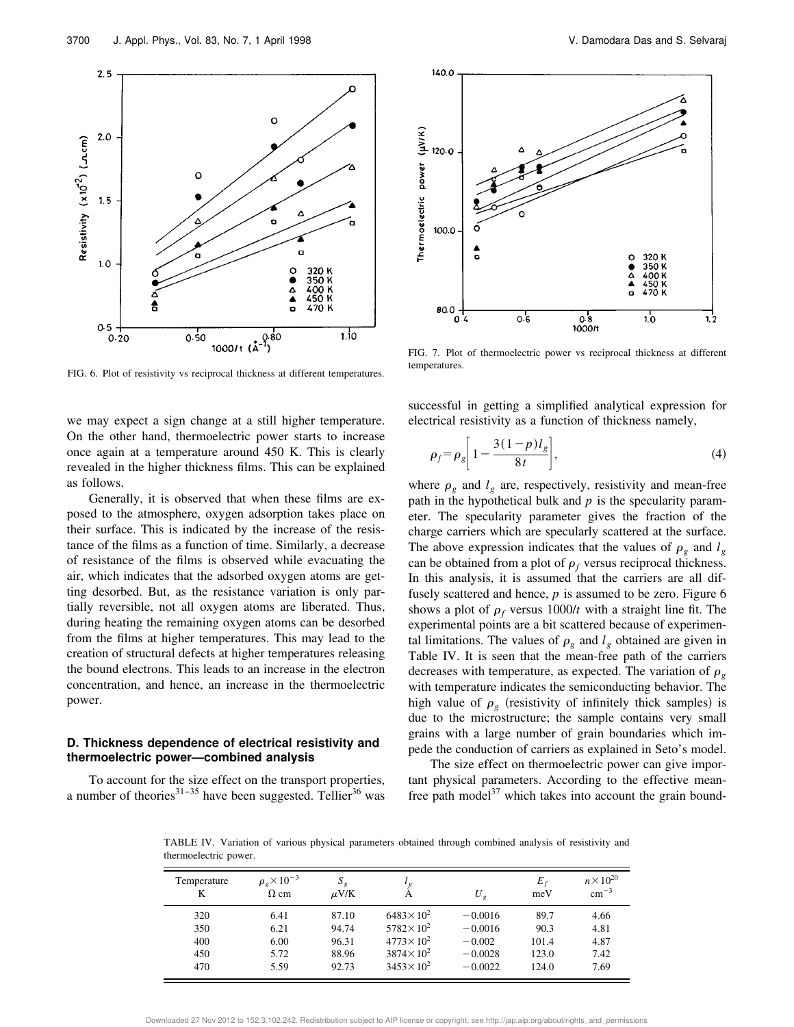FIG. 6. Plot of resistivity vs reciprocal thickness at different temperatures.

FIG. 7. Plot of thermoelectric power vs reciprocal thickness at different temperatures.

we may expect a sign change at a still higher temperature. On the other hand, thermoelectric power starts to increase once again at a temperature around 450 K. This is clearly revealed in the higher thickness films. This can be explained as follows.

Generally, it is observed that when these films are exposed to the atmosphere, oxygen adsorption takes place on their surface. This is indicated by the increase of the resistance of the films as a function of time. Similarly, a decrease of resistance of the films is observed while evacuating the air, which indicates that the adsorbed oxygen atoms are getting desorbed. But, as the resistance variation is only partially reversible, not all oxygen atoms are liberated. Thus, during heating the remaining oxygen atoms can be desorbed from the films at higher temperatures. This may lead to the creation of structural defects at higher temperatures releasing the bound electrons. This leads to an increase in the electron concentration, and hence, an increase in the thermoelectric power.

### D. Thickness dependence of electrical resistivity and thermoelectric power—combined analysis

To account for the size effect on the transport properties, a number of theories[31–35] have been suggested. Tellier[36] was successful in getting a simplified analytical expression for electrical resistivity as a function of thickness namely,

$$\rho_f = \rho_g \left[ 1 - \frac{3(1-p) l_g}{8t} \right], \tag{4}$$

where $\rho_g$ and $l_g$ are, respectively, resistivity and mean-free path in the hypothetical bulk and $p$ is the specularity parameter. The specularity parameter gives the fraction of the charge carriers which are specularly scattered at the surface. The above expression indicates that the values of $\rho_g$ and $l_g$ can be obtained from a plot of $\rho_f$ versus reciprocal thickness. In this analysis, it is assumed that the carriers are all diffusely scattered and hence, $p$ is assumed to be zero. Figure 6 shows a plot of $\rho_f$ versus $1000/t$ with a straight line fit. The experimental points are a bit scattered because of experimental limitations. The values of $\rho_g$ and $l_g$ obtained are given in Table IV. It is seen that the mean-free path of the carriers decreases with temperature, as expected. The variation of $\rho_g$ with temperature indicates the semiconducting behavior. The high value of $\rho_g$ (resistivity of infinitely thick samples) is due to the microstructure; the sample contains very small grains with a large number of grain boundaries which impede the conduction of carriers as explained in Seto's model.

The size effect on thermoelectric power can give important physical parameters. According to the effective mean-free path model[37] which takes into account the grain bound-

TABLE IV. Variation of various physical parameters obtained through combined analysis of resistivity and thermoelectric power.

| Temperature K | $\rho_g \times 10^{-3}$ $\Omega$ cm | $S_g$ $\mu$V/K | $l_g$ Å | $U_g$ | $E_f$ meV | $n \times 10^{20}$ cm$^{-3}$ |
|---|---|---|---|---|---|---|
| 320 | 6.41 | 87.10 | $6483 \times 10^2$ | −0.0016 | 89.7 | 4.66 |
| 350 | 6.21 | 94.74 | $5782 \times 10^2$ | −0.0016 | 90.3 | 4.81 |
| 400 | 6.00 | 96.31 | $4773 \times 10^2$ | −0.002 | 101.4 | 4.87 |
| 450 | 5.72 | 88.96 | $3874 \times 10^2$ | −0.0028 | 123.0 | 7.42 |
| 470 | 5.59 | 92.73 | $3453 \times 10^2$ | −0.0022 | 124.0 | 7.69 |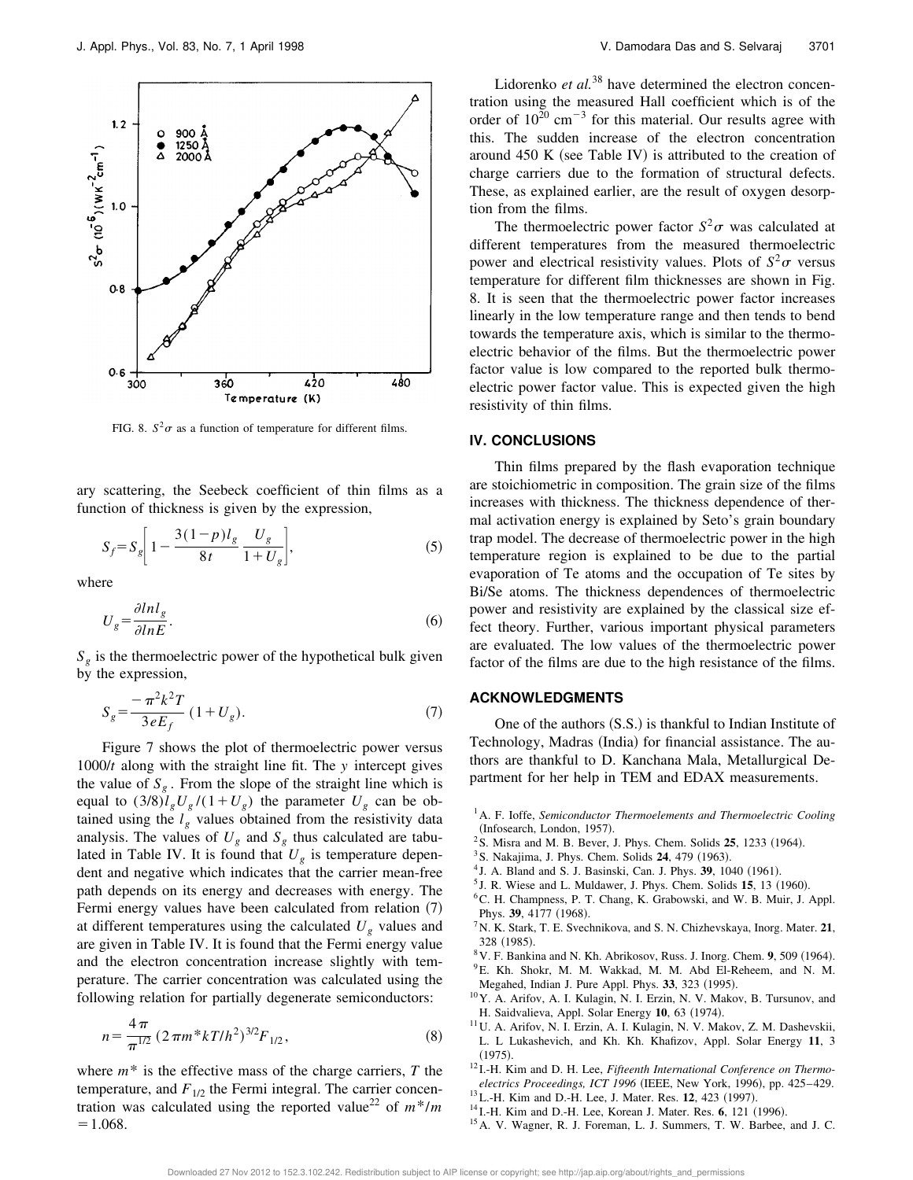FIG. 8. $S^2\sigma$ as a function of temperature for different films.

ary scattering, the Seebeck coefficient of thin films as a function of thickness is given by the expression,

$$S_f = S_g\left[1 - \frac{3(1-p)l_g}{8t}\frac{U_g}{1+U_g}\right], \tag{5}$$

where

$$U_g = \frac{\partial ln l_g}{\partial ln E}. \tag{6}$$

$S_g$ is the thermoelectric power of the hypothetical bulk given by the expression,

$$S_g = \frac{-\pi^2 k^2 T}{3eE_f}(1+U_g). \tag{7}$$

Figure 7 shows the plot of thermoelectric power versus 1000/$t$ along with the straight line fit. The $y$ intercept gives the value of $S_g$. From the slope of the straight line which is equal to $(3/8)l_g U_g/(1+U_g)$ the parameter $U_g$ can be obtained using the $l_g$ values obtained from the resistivity data analysis. The values of $U_g$ and $S_g$ thus calculated are tabulated in Table IV. It is found that $U_g$ is temperature dependent and negative which indicates that the carrier mean-free path depends on its energy and decreases with energy. The Fermi energy values have been calculated from relation (7) at different temperatures using the calculated $U_g$ values and are given in Table IV. It is found that the Fermi energy value and the electron concentration increase slightly with temperature. The carrier concentration was calculated using the following relation for partially degenerate semiconductors:

$$n = \frac{4\pi}{\pi^{1/2}}(2\pi m^* kT/h^2)^{3/2}F_{1/2}, \tag{8}$$

where $m^*$ is the effective mass of the charge carriers, $T$ the temperature, and $F_{1/2}$ the Fermi integral. The carrier concentration was calculated using the reported value[22] of $m^*/m = 1.068$.

Lidorenko *et al.*[38] have determined the electron concentration using the measured Hall coefficient which is of the order of $10^{20}$ $cm^{-3}$ for this material. Our results agree with this. The sudden increase of the electron concentration around 450 K (see Table IV) is attributed to the creation of charge carriers due to the formation of structural defects. These, as explained earlier, are the result of oxygen desorption from the films.

The thermoelectric power factor $S^2\sigma$ was calculated at different temperatures from the measured thermoelectric power and electrical resistivity values. Plots of $S^2\sigma$ versus temperature for different film thicknesses are shown in Fig. 8. It is seen that the thermoelectric power factor increases linearly in the low temperature range and then tends to bend towards the temperature axis, which is similar to the thermoelectric behavior of the films. But the thermoelectric power factor value is low compared to the reported bulk thermoelectric power factor value. This is expected given the high resistivity of thin films.

## IV. CONCLUSIONS

Thin films prepared by the flash evaporation technique are stoichiometric in composition. The grain size of the films increases with thickness. The thickness dependence of thermal activation energy is explained by Seto's grain boundary trap model. The decrease of thermoelectric power in the high temperature region is explained to be due to the partial evaporation of Te atoms and the occupation of Te sites by Bi/Se atoms. The thickness dependences of thermoelectric power and resistivity are explained by the classical size effect theory. Further, various important physical parameters are evaluated. The low values of the thermoelectric power factor of the films are due to the high resistance of the films.

## ACKNOWLEDGMENTS

One of the authors (S.S.) is thankful to Indian Institute of Technology, Madras (India) for financial assistance. The authors are thankful to D. Kanchana Mala, Metallurgical Department for her help in TEM and EDAX measurements.

[1] A. F. Ioffe, *Semiconductor Thermoelements and Thermoelectric Cooling* (Infosearch, London, 1957).
[2] S. Misra and M. B. Bever, J. Phys. Chem. Solids **25**, 1233 (1964).
[3] S. Nakajima, J. Phys. Chem. Solids **24**, 479 (1963).
[4] J. A. Bland and S. J. Basinski, Can. J. Phys. **39**, 1040 (1961).
[5] J. R. Wiese and L. Muldawer, J. Phys. Chem. Solids **15**, 13 (1960).
[6] C. H. Champness, P. T. Chang, K. Grabowski, and W. B. Muir, J. Appl. Phys. **39**, 4177 (1968).
[7] N. K. Stark, T. E. Svechnikova, and S. N. Chizhevskaya, Inorg. Mater. **21**, 328 (1985).
[8] V. F. Bankina and N. Kh. Abrikosov, Russ. J. Inorg. Chem. **9**, 509 (1964).
[9] E. Kh. Shokr, M. M. Wakkad, M. M. Abd El-Reheem, and N. M. Megahed, Indian J. Pure Appl. Phys. **33**, 323 (1995).
[10] Y. A. Arifov, A. I. Kulagin, N. I. Erzin, N. V. Makov, B. Tursunov, and H. Saidvalieva, Appl. Solar Energy **10**, 63 (1974).
[11] U. A. Arifov, N. I. Erzin, A. I. Kulagin, N. V. Makov, Z. M. Dashevskii, L. L Lukashevich, and Kh. Kh. Khafizov, Appl. Solar Energy **11**, 3 (1975).
[12] I.-H. Kim and D. H. Lee, *Fifteenth International Conference on Thermoelectrics Proceedings, ICT 1996* (IEEE, New York, 1996), pp. 425–429.
[13] L.-H. Kim and D.-H. Lee, J. Mater. Res. **12**, 423 (1997).
[14] I.-H. Kim and D.-H. Lee, Korean J. Mater. Res. **6**, 121 (1996).
[15] A. V. Wagner, R. J. Foreman, L. J. Summers, T. W. Barbee, and J. C.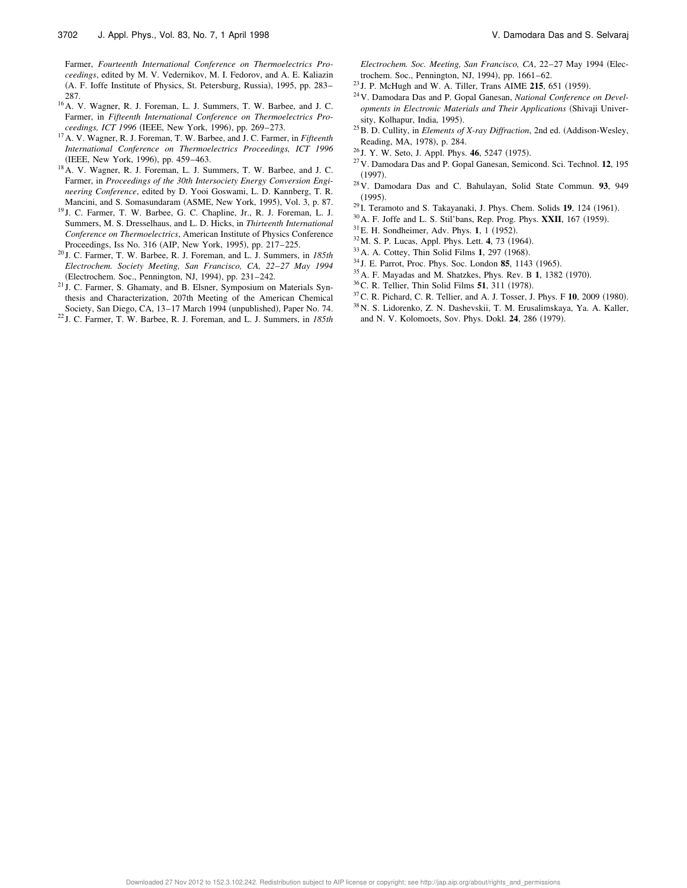Farmer, *Fourteenth International Conference on Thermoelectrics Proceedings*, edited by M. V. Vedernikov, M. I. Fedorov, and A. E. Kaliazin (A. F. Ioffe Institute of Physics, St. Petersburg, Russia), 1995, pp. 283–287.

[16] A. V. Wagner, R. J. Foreman, L. J. Summers, T. W. Barbee, and J. C. Farmer, in *Fifteenth International Conference on Thermoelectrics Proceedings, ICT 1996* (IEEE, New York, 1996), pp. 269–273.

[17] A. V. Wagner, R. J. Foreman, T. W. Barbee, and J. C. Farmer, in *Fifteenth International Conference on Thermoelectrics Proceedings, ICT 1996* (IEEE, New York, 1996), pp. 459–463.

[18] A. V. Wagner, R. J. Foreman, L. J. Summers, T. W. Barbee, and J. C. Farmer, in *Proceedings of the 30th Intersociety Energy Conversion Engineering Conference*, edited by D. Yooi Goswami, L. D. Kannberg, T. R. Mancini, and S. Somasundaram (ASME, New York, 1995), Vol. 3, p. 87.

[19] J. C. Farmer, T. W. Barbee, G. C. Chapline, Jr., R. J. Foreman, L. J. Summers, M. S. Dresselhaus, and L. D. Hicks, in *Thirteenth International Conference on Thermoelectrics*, American Institute of Physics Conference Proceedings, Iss No. 316 (AIP, New York, 1995), pp. 217–225.

[20] J. C. Farmer, T. W. Barbee, R. J. Foreman, and L. J. Summers, in *185th Electrochem. Society Meeting, San Francisco, CA, 22–27 May 1994* (Electrochem. Soc., Pennington, NJ, 1994), pp. 231–242.

[21] J. C. Farmer, S. Ghamaty, and B. Elsner, Symposium on Materials Synthesis and Characterization, 207th Meeting of the American Chemical Society, San Diego, CA, 13–17 March 1994 (unpublished), Paper No. 74.

[22] J. C. Farmer, T. W. Barbee, R. J. Foreman, and L. J. Summers, in *185th Electrochem. Soc. Meeting, San Francisco, CA*, 22–27 May 1994 (Electrochem. Soc., Pennington, NJ, 1994), pp. 1661–62.

[23] J. P. McHugh and W. A. Tiller, Trans AIME **215**, 651 (1959).

[24] V. Damodara Das and P. Gopal Ganesan, *National Conference on Developments in Electronic Materials and Their Applications* (Shivaji University, Kolhapur, India, 1995).

[25] B. D. Cullity, in *Elements of X-ray Diffraction*, 2nd ed. (Addison-Wesley, Reading, MA, 1978), p. 284.

[26] J. Y. W. Seto, J. Appl. Phys. **46**, 5247 (1975).

[27] V. Damodara Das and P. Gopal Ganesan, Semicond. Sci. Technol. **12**, 195 (1997).

[28] V. Damodara Das and C. Bahulayan, Solid State Commun. **93**, 949 (1995).

[29] I. Teramoto and S. Takayanaki, J. Phys. Chem. Solids **19**, 124 (1961).

[30] A. F. Joffe and L. S. Stil'bans, Rep. Prog. Phys. **XXII**, 167 (1959).

[31] E. H. Sondheimer, Adv. Phys. **1**, 1 (1952).

[32] M. S. P. Lucas, Appl. Phys. Lett. **4**, 73 (1964).

[33] A. A. Cottey, Thin Solid Films **1**, 297 (1968).

[34] J. E. Parrot, Proc. Phys. Soc. London **85**, 1143 (1965).

[35] A. F. Mayadas and M. Shatzkes, Phys. Rev. B **1**, 1382 (1970).

[36] C. R. Tellier, Thin Solid Films **51**, 311 (1978).

[37] C. R. Pichard, C. R. Tellier, and A. J. Tosser, J. Phys. F **10**, 2009 (1980).

[38] N. S. Lidorenko, Z. N. Dashevskii, T. M. Erusalimskaya, Ya. A. Kaller, and N. V. Kolomoets, Sov. Phys. Dokl. **24**, 286 (1979).